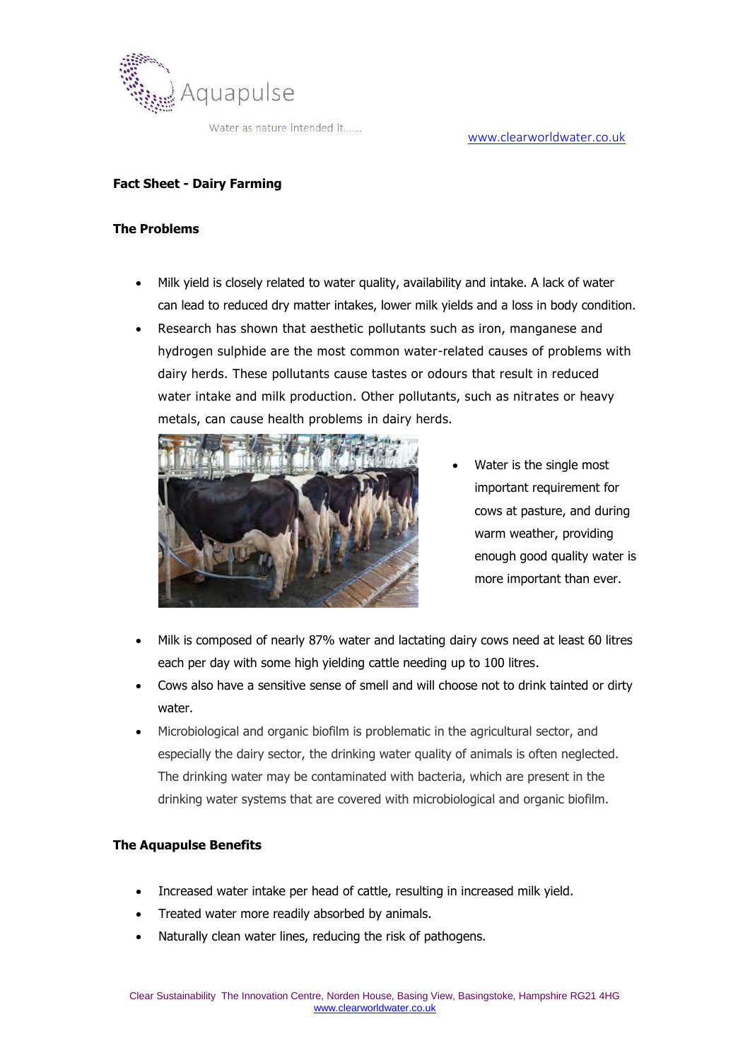Aquapulse

Water as nature intended it......

www.clearworldwater.co.uk

**Fact Sheet - Dairy Farming**

**The Problems**

- Milk yield is closely related to water quality, availability and intake. A lack of water can lead to reduced dry matter intakes, lower milk yields and a loss in body condition.
- Research has shown that aesthetic pollutants such as iron, manganese and hydrogen sulphide are the most common water-related causes of problems with dairy herds. These pollutants cause tastes or odours that result in reduced water intake and milk production. Other pollutants, such as nitrates or heavy metals, can cause health problems in dairy herds.
- Water is the single most important requirement for cows at pasture, and during warm weather, providing enough good quality water is more important than ever.
- Milk is composed of nearly 87% water and lactating dairy cows need at least 60 litres each per day with some high yielding cattle needing up to 100 litres.
- Cows also have a sensitive sense of smell and will choose not to drink tainted or dirty water.
- Microbiological and organic biofilm is problematic in the agricultural sector, and especially the dairy sector, the drinking water quality of animals is often neglected. The drinking water may be contaminated with bacteria, which are present in the drinking water systems that are covered with microbiological and organic biofilm.

**The Aquapulse Benefits**

- Increased water intake per head of cattle, resulting in increased milk yield.
- Treated water more readily absorbed by animals.
- Naturally clean water lines, reducing the risk of pathogens.

Clear Sustainability The Innovation Centre, Norden House, Basing View, Basingstoke, Hampshire RG21 4HG
www.clearworldwater.co.uk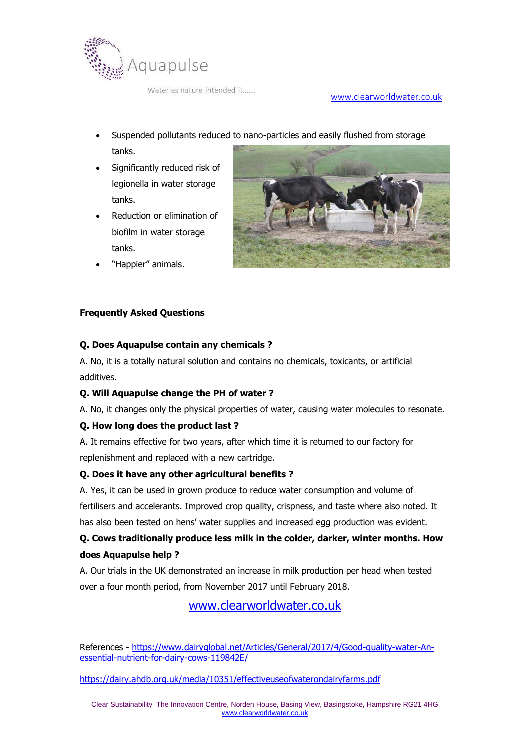- Suspended pollutants reduced to nano-particles and easily flushed from storage tanks.
- Significantly reduced risk of legionella in water storage tanks.
- Reduction or elimination of biofilm in water storage tanks.
- "Happier" animals.

**Frequently Asked Questions**

**Q. Does Aquapulse contain any chemicals ?**

A. No, it is a totally natural solution and contains no chemicals, toxicants, or artificial additives.

**Q. Will Aquapulse change the PH of water ?**

A. No, it changes only the physical properties of water, causing water molecules to resonate.

**Q. How long does the product last ?**

A. It remains effective for two years, after which time it is returned to our factory for replenishment and replaced with a new cartridge.

**Q. Does it have any other agricultural benefits ?**

A. Yes, it can be used in grown produce to reduce water consumption and volume of fertilisers and accelerants. Improved crop quality, crispness, and taste where also noted. It has also been tested on hens' water supplies and increased egg production was evident.

**Q. Cows traditionally produce less milk in the colder, darker, winter months. How does Aquapulse help ?**

A. Our trials in the UK demonstrated an increase in milk production per head when tested over a four month period, from November 2017 until February 2018.

www.clearworldwater.co.uk

References - https://www.dairyglobal.net/Articles/General/2017/4/Good-quality-water-An-essential-nutrient-for-dairy-cows-119842E/

https://dairy.ahdb.org.uk/media/10351/effectiveuseofwaterondairyfarms.pdf